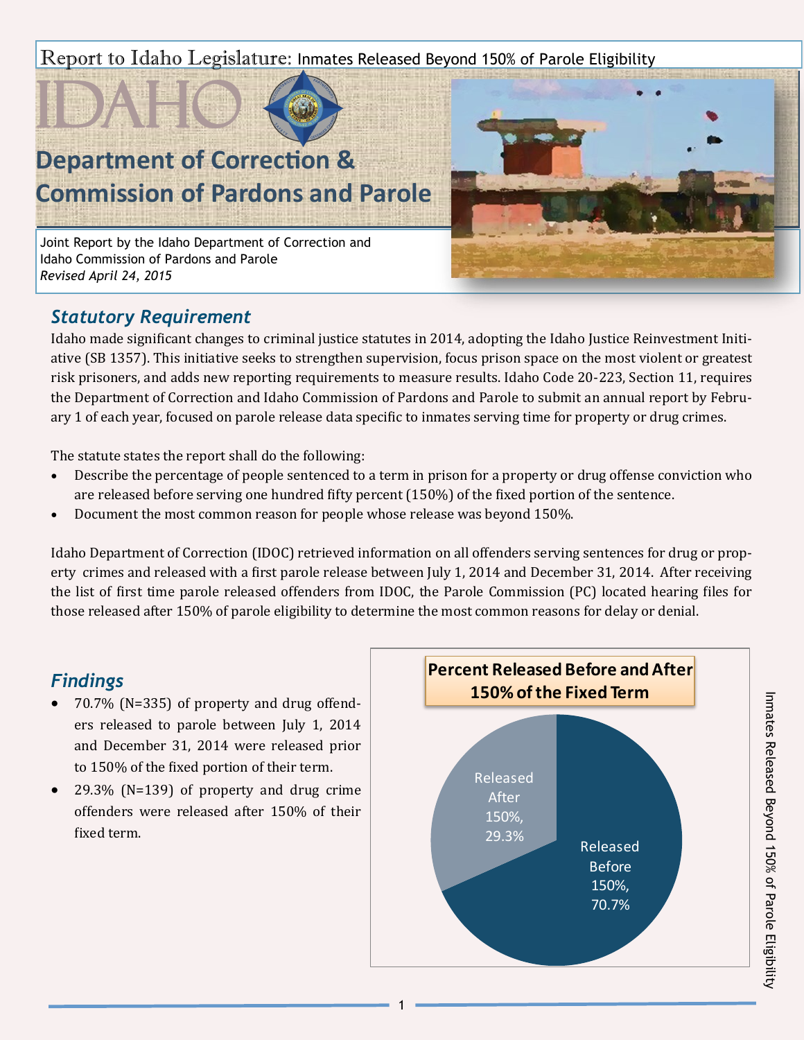# Report to Idaho Legislature: Inmates Released Beyond 150% of Parole Eligibility

IDAHO

## Department of Correction & Commission of Pardons and Parole

Joint Report by the Idaho Department of Correction and Idaho Commission of Pardons and Parole
*Revised April 24, 2015*

### *Statutory Requirement*

Idaho made significant changes to criminal justice statutes in 2014, adopting the Idaho Justice Reinvestment Initiative (SB 1357). This initiative seeks to strengthen supervision, focus prison space on the most violent or greatest risk prisoners, and adds new reporting requirements to measure results. Idaho Code 20-223, Section 11, requires the Department of Correction and Idaho Commission of Pardons and Parole to submit an annual report by February 1 of each year, focused on parole release data specific to inmates serving time for property or drug crimes.

The statute states the report shall do the following:

- Describe the percentage of people sentenced to a term in prison for a property or drug offense conviction who are released before serving one hundred fifty percent (150%) of the fixed portion of the sentence.
- Document the most common reason for people whose release was beyond 150%.

Idaho Department of Correction (IDOC) retrieved information on all offenders serving sentences for drug or property crimes and released with a first parole release between July 1, 2014 and December 31, 2014. After receiving the list of first time parole released offenders from IDOC, the Parole Commission (PC) located hearing files for those released after 150% of parole eligibility to determine the most common reasons for delay or denial.

### *Findings*

- 70.7% (N=335) of property and drug offenders released to parole between July 1, 2014 and December 31, 2014 were released prior to 150% of the fixed portion of their term.
- 29.3% (N=139) of property and drug crime offenders were released after 150% of their fixed term.

**Percent Released Before and After 150% of the Fixed Term**

| Category | Percent |
|---|---|
| Released Before 150% | 70.7% |
| Released After 150% | 29.3% |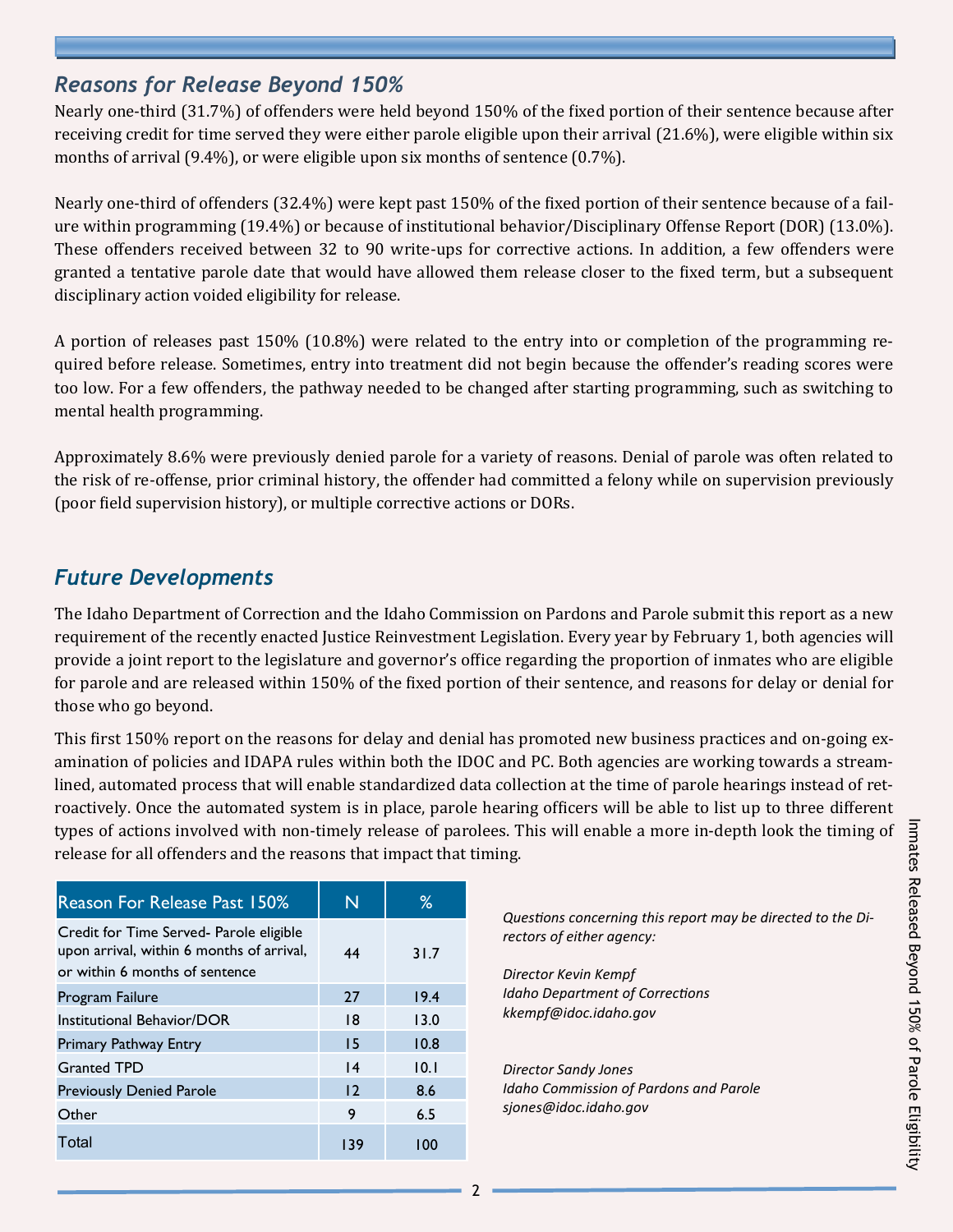## Reasons for Release Beyond 150%

Nearly one-third (31.7%) of offenders were held beyond 150% of the fixed portion of their sentence because after receiving credit for time served they were either parole eligible upon their arrival (21.6%), were eligible within six months of arrival (9.4%), or were eligible upon six months of sentence (0.7%).

Nearly one-third of offenders (32.4%) were kept past 150% of the fixed portion of their sentence because of a failure within programming (19.4%) or because of institutional behavior/Disciplinary Offense Report (DOR) (13.0%). These offenders received between 32 to 90 write-ups for corrective actions. In addition, a few offenders were granted a tentative parole date that would have allowed them release closer to the fixed term, but a subsequent disciplinary action voided eligibility for release.

A portion of releases past 150% (10.8%) were related to the entry into or completion of the programming required before release. Sometimes, entry into treatment did not begin because the offender's reading scores were too low. For a few offenders, the pathway needed to be changed after starting programming, such as switching to mental health programming.

Approximately 8.6% were previously denied parole for a variety of reasons. Denial of parole was often related to the risk of re-offense, prior criminal history, the offender had committed a felony while on supervision previously (poor field supervision history), or multiple corrective actions or DORs.

## Future Developments

The Idaho Department of Correction and the Idaho Commission on Pardons and Parole submit this report as a new requirement of the recently enacted Justice Reinvestment Legislation. Every year by February 1, both agencies will provide a joint report to the legislature and governor's office regarding the proportion of inmates who are eligible for parole and are released within 150% of the fixed portion of their sentence, and reasons for delay or denial for those who go beyond.

This first 150% report on the reasons for delay and denial has promoted new business practices and on-going examination of policies and IDAPA rules within both the IDOC and PC. Both agencies are working towards a streamlined, automated process that will enable standardized data collection at the time of parole hearings instead of retroactively. Once the automated system is in place, parole hearing officers will be able to list up to three different types of actions involved with non-timely release of parolees. This will enable a more in-depth look the timing of release for all offenders and the reasons that impact that timing.

| Reason For Release Past 150% | N | % |
|---|---|---|
| Credit for Time Served- Parole eligible upon arrival, within 6 months of arrival, or within 6 months of sentence | 44 | 31.7 |
| Program Failure | 27 | 19.4 |
| Institutional Behavior/DOR | 18 | 13.0 |
| Primary Pathway Entry | 15 | 10.8 |
| Granted TPD | 14 | 10.1 |
| Previously Denied Parole | 12 | 8.6 |
| Other | 9 | 6.5 |
| Total | 139 | 100 |

*Questions concerning this report may be directed to the Directors of either agency:*

*Director Kevin Kempf*
*Idaho Department of Corrections*
*kkempf@idoc.idaho.gov*

*Director Sandy Jones*
*Idaho Commission of Pardons and Parole*
*sjones@idoc.idaho.gov*